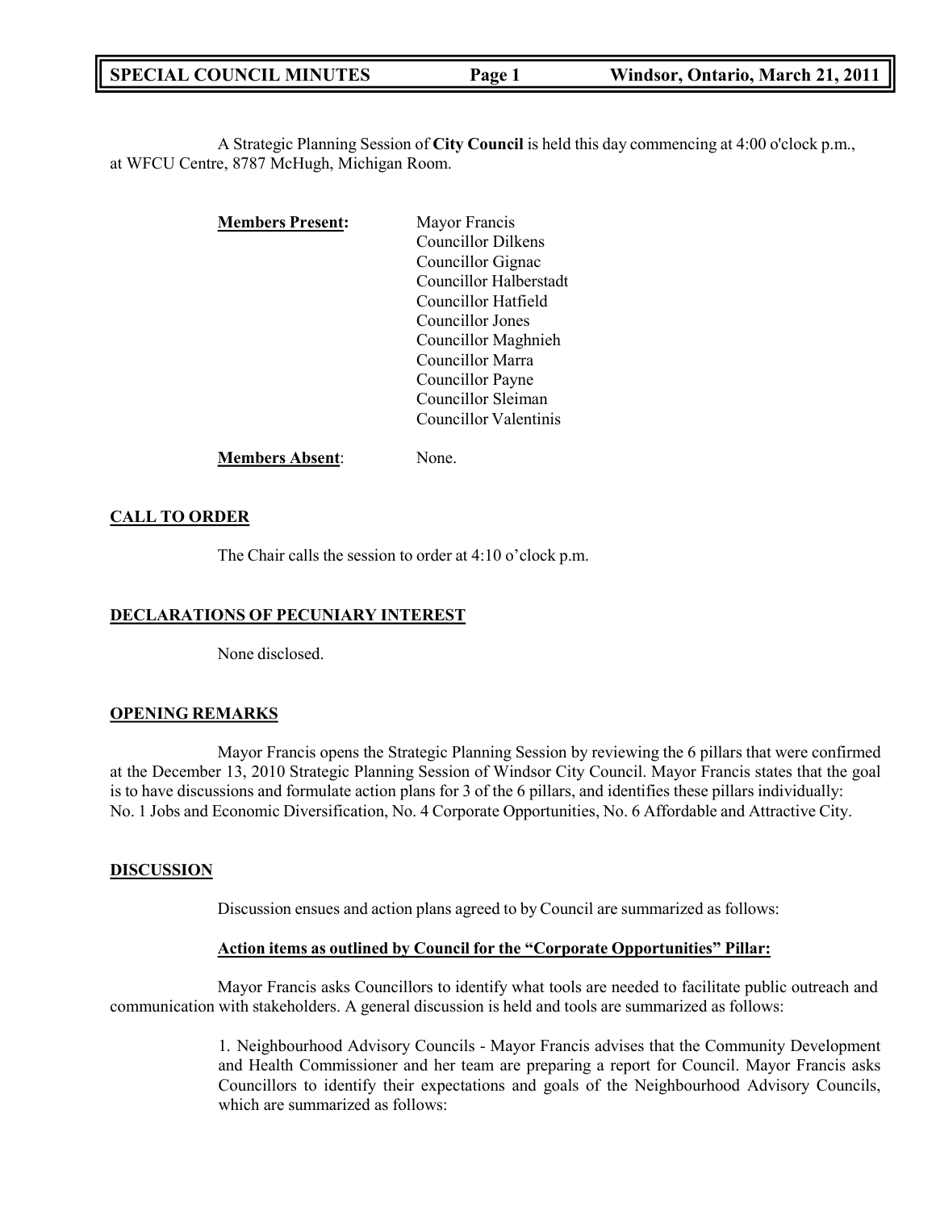A Strategic Planning Session of **City Council** is held this day commencing at 4:00 o'clock p.m., at WFCU Centre, 8787 McHugh, Michigan Room.

**Members Present:**

Mayor Francis
Councillor Dilkens
Councillor Gignac
Councillor Halberstadt
Councillor Hatfield
Councillor Jones
Councillor Maghnieh
Councillor Marra
Councillor Payne
Councillor Sleiman
Councillor Valentinis

**Members Absent**: None.

## CALL TO ORDER

The Chair calls the session to order at 4:10 o'clock p.m.

## DECLARATIONS OF PECUNIARY INTEREST

None disclosed.

## OPENING REMARKS

Mayor Francis opens the Strategic Planning Session by reviewing the 6 pillars that were confirmed at the December 13, 2010 Strategic Planning Session of Windsor City Council. Mayor Francis states that the goal is to have discussions and formulate action plans for 3 of the 6 pillars, and identifies these pillars individually: No. 1 Jobs and Economic Diversification, No. 4 Corporate Opportunities, No. 6 Affordable and Attractive City.

## DISCUSSION

Discussion ensues and action plans agreed to by Council are summarized as follows:

### Action items as outlined by Council for the "Corporate Opportunities" Pillar:

Mayor Francis asks Councillors to identify what tools are needed to facilitate public outreach and communication with stakeholders. A general discussion is held and tools are summarized as follows:

1. Neighbourhood Advisory Councils - Mayor Francis advises that the Community Development and Health Commissioner and her team are preparing a report for Council. Mayor Francis asks Councillors to identify their expectations and goals of the Neighbourhood Advisory Councils, which are summarized as follows: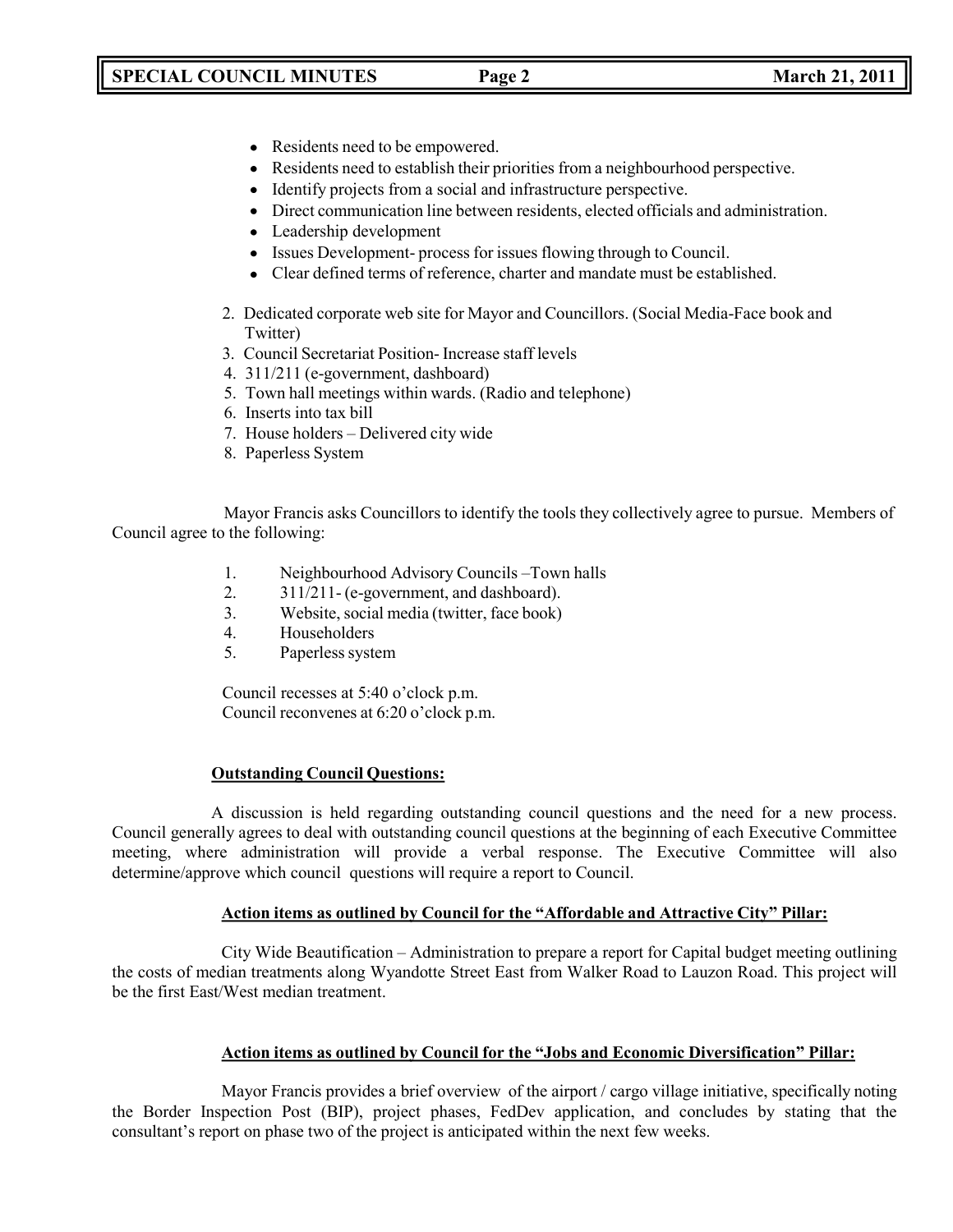- Residents need to be empowered.
- Residents need to establish their priorities from a neighbourhood perspective.
- Identify projects from a social and infrastructure perspective.
- Direct communication line between residents, elected officials and administration.
- Leadership development
- Issues Development- process for issues flowing through to Council.
- Clear defined terms of reference, charter and mandate must be established.

2. Dedicated corporate web site for Mayor and Councillors. (Social Media-Face book and Twitter)
3. Council Secretariat Position- Increase staff levels
4. 311/211 (e-government, dashboard)
5. Town hall meetings within wards. (Radio and telephone)
6. Inserts into tax bill
7. House holders – Delivered city wide
8. Paperless System

Mayor Francis asks Councillors to identify the tools they collectively agree to pursue. Members of Council agree to the following:

1. Neighbourhood Advisory Councils –Town halls
2. 311/211- (e-government, and dashboard).
3. Website, social media (twitter, face book)
4. Householders
5. Paperless system

Council recesses at 5:40 o'clock p.m.
Council reconvenes at 6:20 o'clock p.m.

**Outstanding Council Questions:**

A discussion is held regarding outstanding council questions and the need for a new process. Council generally agrees to deal with outstanding council questions at the beginning of each Executive Committee meeting, where administration will provide a verbal response. The Executive Committee will also determine/approve which council questions will require a report to Council.

**Action items as outlined by Council for the "Affordable and Attractive City" Pillar:**

City Wide Beautification – Administration to prepare a report for Capital budget meeting outlining the costs of median treatments along Wyandotte Street East from Walker Road to Lauzon Road. This project will be the first East/West median treatment.

**Action items as outlined by Council for the "Jobs and Economic Diversification" Pillar:**

Mayor Francis provides a brief overview of the airport / cargo village initiative, specifically noting the Border Inspection Post (BIP), project phases, FedDev application, and concludes by stating that the consultant's report on phase two of the project is anticipated within the next few weeks.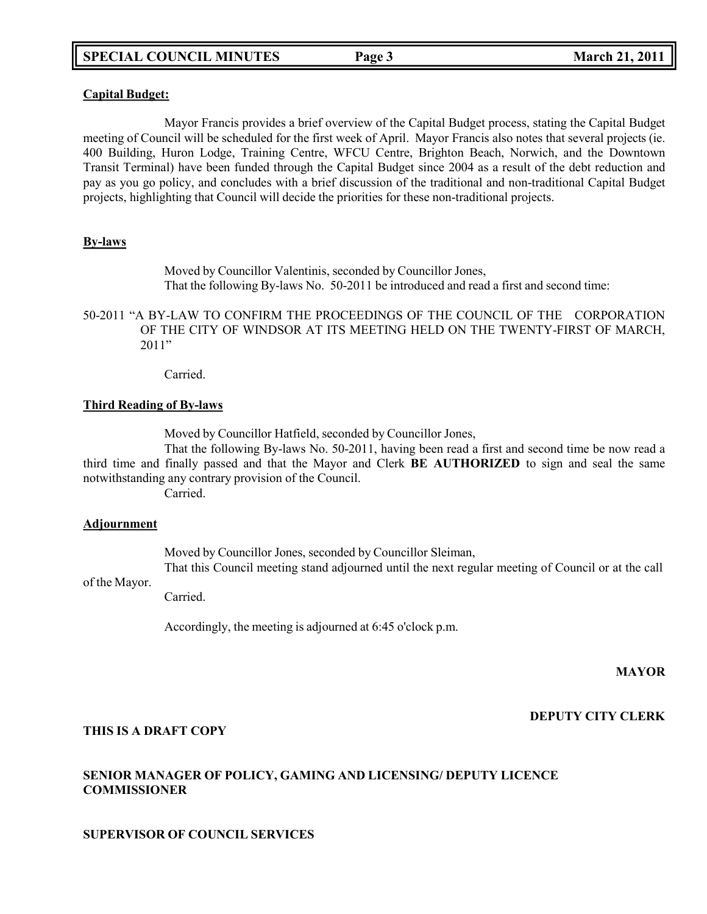**Capital Budget:**

Mayor Francis provides a brief overview of the Capital Budget process, stating the Capital Budget meeting of Council will be scheduled for the first week of April. Mayor Francis also notes that several projects (ie. 400 Building, Huron Lodge, Training Centre, WFCU Centre, Brighton Beach, Norwich, and the Downtown Transit Terminal) have been funded through the Capital Budget since 2004 as a result of the debt reduction and pay as you go policy, and concludes with a brief discussion of the traditional and non-traditional Capital Budget projects, highlighting that Council will decide the priorities for these non-traditional projects.

**By-laws**

Moved by Councillor Valentinis, seconded by Councillor Jones,
That the following By-laws No. 50-2011 be introduced and read a first and second time:

50-2011 "A BY-LAW TO CONFIRM THE PROCEEDINGS OF THE COUNCIL OF THE CORPORATION OF THE CITY OF WINDSOR AT ITS MEETING HELD ON THE TWENTY-FIRST OF MARCH, 2011"

Carried.

**Third Reading of By-laws**

Moved by Councillor Hatfield, seconded by Councillor Jones,
That the following By-laws No. 50-2011, having been read a first and second time be now read a third time and finally passed and that the Mayor and Clerk **BE AUTHORIZED** to sign and seal the same notwithstanding any contrary provision of the Council.
Carried.

**Adjournment**

Moved by Councillor Jones, seconded by Councillor Sleiman,
That this Council meeting stand adjourned until the next regular meeting of Council or at the call of the Mayor.
Carried.

Accordingly, the meeting is adjourned at 6:45 o'clock p.m.

**MAYOR**

**DEPUTY CITY CLERK**

**THIS IS A DRAFT COPY**

**SENIOR MANAGER OF POLICY, GAMING AND LICENSING/ DEPUTY LICENCE COMMISSIONER**

**SUPERVISOR OF COUNCIL SERVICES**